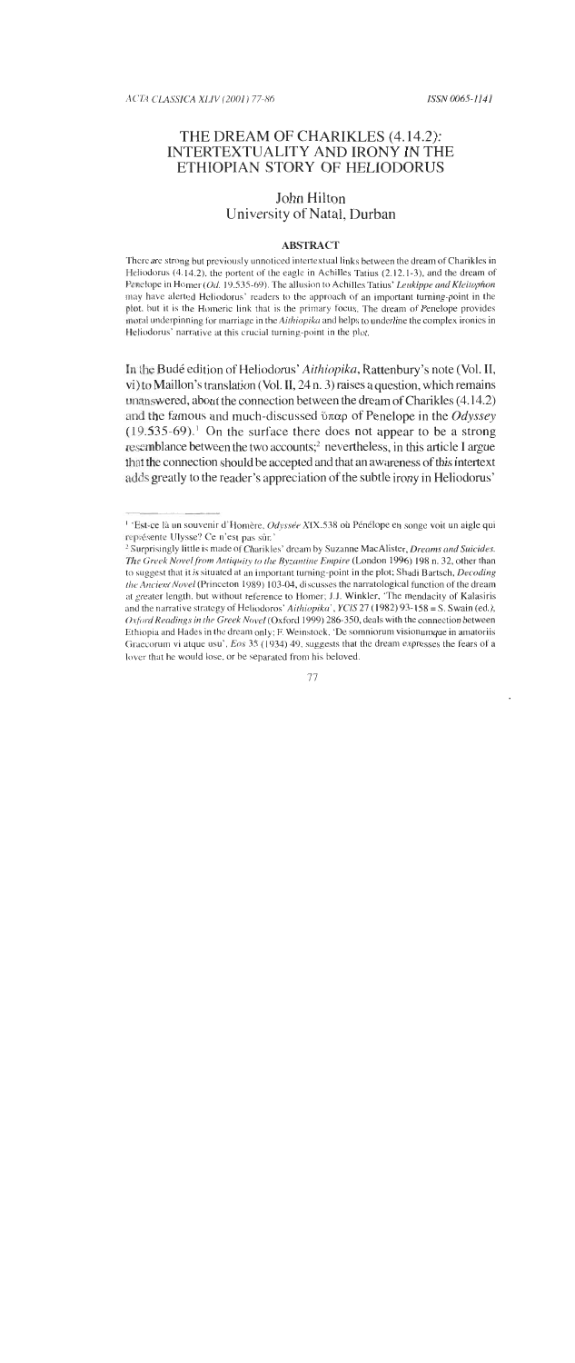# THE DREAM OF CHARIKLES (4.14.2): INTERTEXTUALITY AND IRONY IN THE ETHIOPIAN STORY OF HELIODORUS

John Hilton
University of Natal, Durban

## ABSTRACT

There are strong but previously unnoticed intertextual links between the dream of Charikles in Heliodorus (4.14.2), the portent of the eagle in Achilles Tatius (2.12.1-3), and the dream of Penelope in Homer (*Od.* 19.535-69). The allusion to Achilles Tatius' *Leukippe and Kleitophon* may have alerted Heliodorus' readers to the approach of an important turning-point in the plot, but it is the Homeric link that is the primary focus. The dream of Penelope provides moral underpinning for marriage in the *Aithiopika* and helps to underline the complex ironies in Heliodorus' narrative at this crucial turning-point in the plot.

In the Budé edition of Heliodorus' *Aithiopika*, Rattenbury's note (Vol. II, vi) to Maillon's translation (Vol. II, 24 n. 3) raises a question, which remains unanswered, about the connection between the dream of Charikles (4.14.2) and the famous and much-discussed ὕπαρ of Penelope in the *Odyssey* (19.535-69).[1] On the surface there does not appear to be a strong resemblance between the two accounts;[2] nevertheless, in this article I argue that the connection should be accepted and that an awareness of this intertext adds greatly to the reader's appreciation of the subtle irony in Heliodorus'

---

[1] 'Est-ce là un souvenir d'Homère, *Odyssée* XIX.538 où Pénélope en songe voit un aigle qui représente Ulysse? Ce n'est pas sûr.'

[2] Surprisingly little is made of Charikles' dream by Suzanne MacAlister, *Dreams and Suicides. The Greek Novel from Antiquity to the Byzantine Empire* (London 1996) 198 n. 32, other than to suggest that it is situated at an important turning-point in the plot; Shadi Bartsch, *Decoding the Ancient Novel* (Princeton 1989) 103-04, discusses the narratological function of the dream at greater length, but without reference to Homer; J.J. Winkler, 'The mendacity of Kalasiris and the narrative strategy of Heliodoros' *Aithiopika*', *YCIS* 27 (1982) 93-158 = S. Swain (ed.), *Oxford Readings in the Greek Novel* (Oxford 1999) 286-350, deals with the connection between Ethiopia and Hades in the dream only; F. Weinstock, 'De somniorum visionumque in amatoriis Graecorum vi atque usu', *Eos* 35 (1934) 49, suggests that the dream expresses the fears of a lover that he would lose, or be separated from his beloved.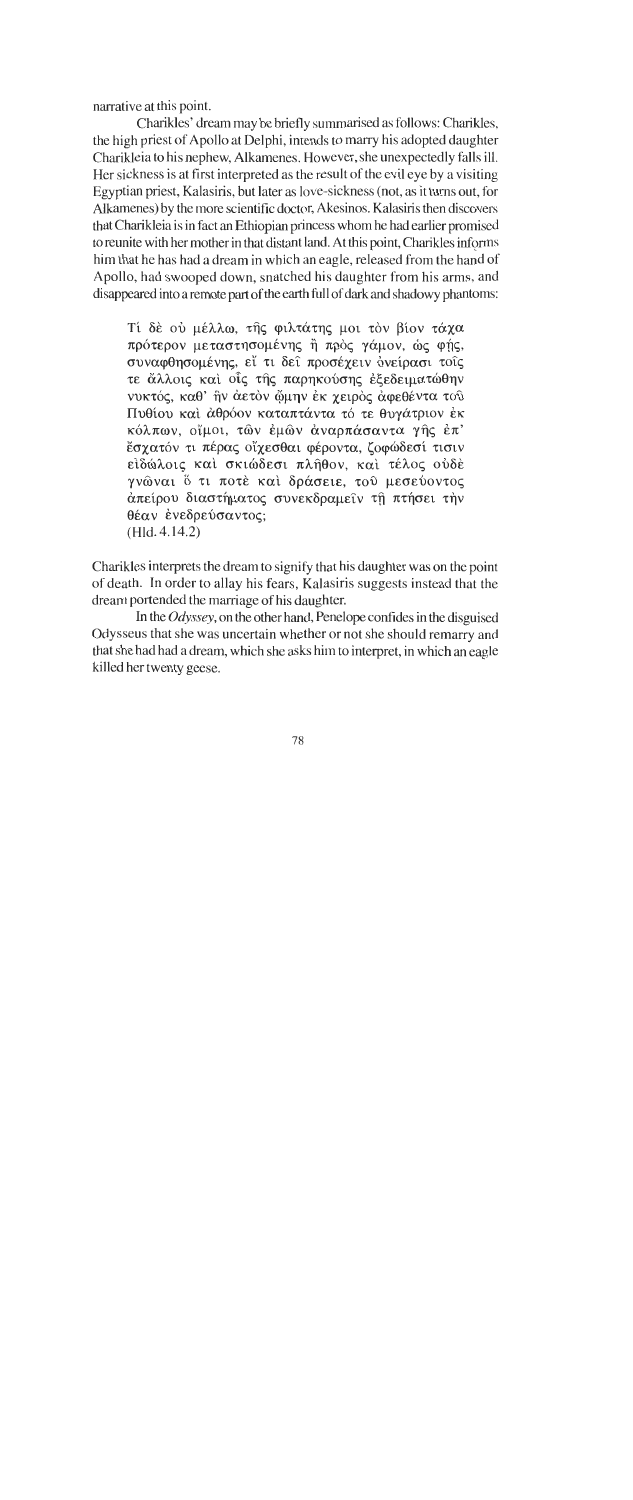narrative at this point.

Charikles' dream may be briefly summarised as follows: Charikles, the high priest of Apollo at Delphi, intends to marry his adopted daughter Charikleia to his nephew, Alkamenes. However, she unexpectedly falls ill. Her sickness is at first interpreted as the result of the evil eye by a visiting Egyptian priest, Kalasiris, but later as love-sickness (not, as it turns out, for Alkamenes) by the more scientific doctor, Akesinos. Kalasiris then discovers that Charikleia is in fact an Ethiopian princess whom he had earlier promised to reunite with her mother in that distant land. At this point, Charikles informs him that he has had a dream in which an eagle, released from the hand of Apollo, had swooped down, snatched his daughter from his arms, and disappeared into a remote part of the earth full of dark and shadowy phantoms:

> Τί δὲ οὐ μέλλω, τῆς φιλτάτης μοι τὸν βίον τάχα πρότερον μεταστησομένης ἢ πρὸς γάμον, ὡς φῄς, συναφθησομένης, εἴ τι δεῖ προσέχειν ὀνείρασι τοῖς τε ἄλλοις καὶ οἷς τῆς παρῳχούσης ἐξεδειματώθην νυκτός, καθ' ἣν ἀετὸν ᾤμην ἐκ χειρὸς ἀφεθέντα τοῦ Πυθίου καὶ ἀθρόον καταπτάντα τό τε θυγάτριον ἐκ κόλπων, οἴμοι, τῶν ἐμῶν ἀναρπάσαντα γῆς ἐπ' ἔσχατόν τι πέρας οἴχεσθαι φέροντα, ζοφώδεσί τισιν εἰδώλοις καὶ σκιώδεσι πλῆθον, καὶ τέλος οὐδὲ γνῶναι ὅ τι ποτὲ καὶ δράσειε, τοῦ μεσεύοντος ἀπείρου διαστήματος συνεκδραμεῖν τῇ πτήσει τὴν θέαν ἐνεδρεύσαντος;
> (Hld. 4.14.2)

Charikles interprets the dream to signify that his daughter was on the point of death. In order to allay his fears, Kalasiris suggests instead that the dream portended the marriage of his daughter.

In the *Odyssey*, on the other hand, Penelope confides in the disguised Odysseus that she was uncertain whether or not she should remarry and that she had had a dream, which she asks him to interpret, in which an eagle killed her twenty geese.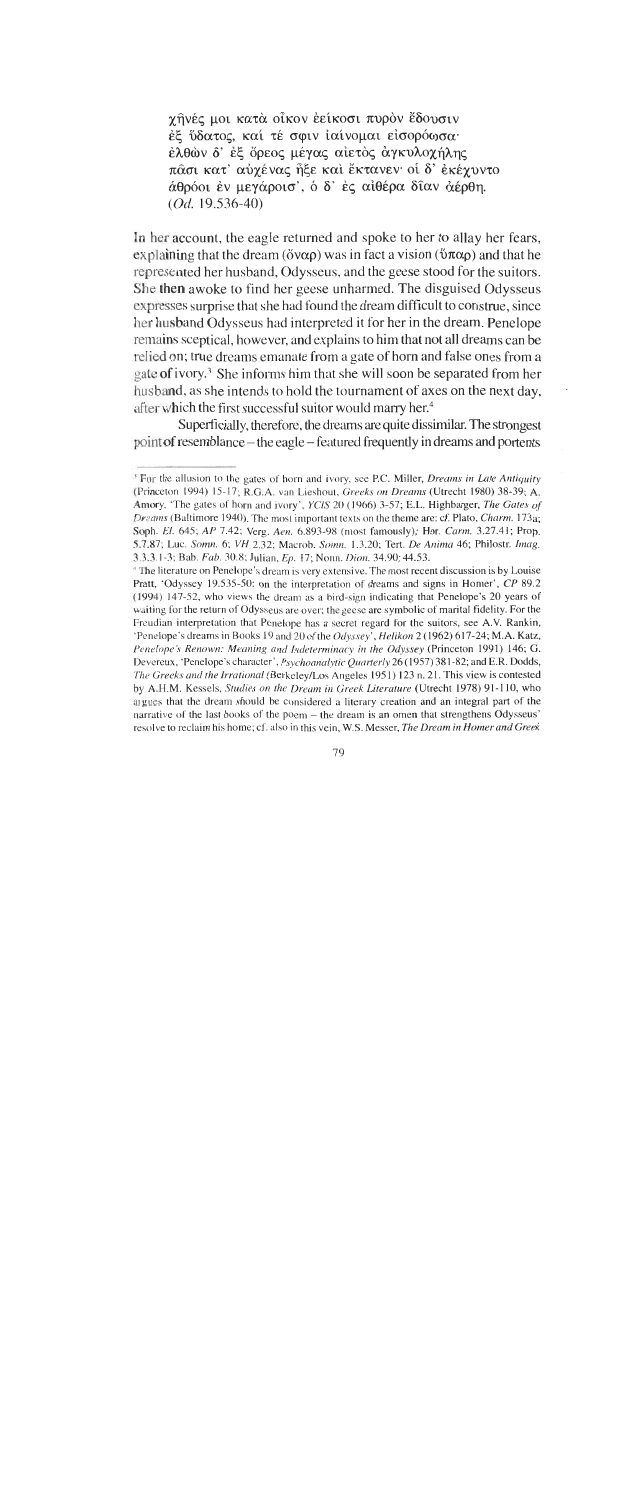χῆνές μοι κατὰ οἶκον ἐείκοσι πυρὸν ἔδουσιν
ἐξ ὕδατος, καί τέ σφιν ἰαίνομαι εἰσορόωσα·
ἐλθὼν δ' ἐξ ὄρεος μέγας αἰετὸς ἀγκυλοχήλης
πᾶσι κατ' αὐχένας ἦξε καὶ ἔκτανεν· οἱ δ' ἐκέχυντο
ἁθρόοι ἐν μεγάροισ', ὁ δ' ἐς αἰθέρα δῖαν ἀέρθη.
(*Od*. 19.536-40)

In her account, the eagle returned and spoke to her to allay her fears, explaining that the dream (ὄναρ) was in fact a vision (ὕπαρ) and that he represented her husband, Odysseus, and the geese stood for the suitors. She then awoke to find her geese unharmed. The disguised Odysseus expresses surprise that she had found the dream difficult to construe, since her husband Odysseus had interpreted it for her in the dream. Penelope remains sceptical, however, and explains to him that not all dreams can be relied on; true dreams emanate from a gate of horn and false ones from a gate of ivory.[3] She informs him that she will soon be separated from her husband, as she intends to hold the tournament of axes on the next day, after which the first successful suitor would marry her.[4]

Superficially, therefore, the dreams are quite dissimilar. The strongest point of resemblance – the eagle – featured frequently in dreams and portents

---

[3] For the allusion to the gates of horn and ivory, see P.C. Miller, *Dreams in Late Antiquity* (Princeton 1994) 15-17; R.G.A. van Lieshout, *Greeks on Dreams* (Utrecht 1980) 38-39; A. Amory, 'The gates of horn and ivory', *YClS* 20 (1966) 3-57; E.L. Highbarger, *The Gates of Dreams* (Baltimore 1940). The most important texts on the theme are: cf. Plato, *Charm.* 173a; Soph. *El.* 645; *AP* 7.42; Verg. *Aen.* 6.893-98 (most famously); Hor. *Carm.* 3.27.41; Prop. 5.7.87; Luc. *Somn.* 6; *VH* 2.32; Macrob. *Somn.* 1.3.20; Tert. *De Anima* 46; Philostr. *Imag.* 3 3.3.1-3; Bab. *Fab.* 30.8; Julian, *Ep.* 17; Nonn. *Dion.* 34.90; 44.53.

[4] The literature on Penelope's dream is very extensive. The most recent discussion is by Louise Pratt, '*Odyssey* 19.535-50: on the interpretation of dreams and signs in Homer', *CP* 89.2 (1994) 147-52, who views the dream as a bird-sign indicating that Penelope's 20 years of waiting for the return of Odysseus are over; the geese are symbolic of marital fidelity. For the Freudian interpretation that Penelope has a secret regard for the suitors, see A.V. Rankin, 'Penelope's dreams in Books 19 and 20 of the *Odyssey*', *Helikon* 2 (1962) 617-24; M.A. Katz, *Penelope's Renown: Meaning and Indeterminacy in the Odyssey* (Princeton 1991) 146; G. Devereux, 'Penelope's character', *Psychoanalytic Quarterly* 26 (1957) 381-82; and E.R. Dodds, *The Greeks and the Irrational* (Berkeley/Los Angeles 1951) 123 n. 21. This view is contested by A.H.M. Kessels, *Studies on the Dream in Greek Literature* (Utrecht 1978) 91-110, who argues that the dream should be considered a literary creation and an integral part of the narrative of the last books of the poem – the dream is an omen that strengthens Odysseus' resolve to reclaim his home; cf. also in this vein, W.S. Messer, *The Dream in Homer and Greek*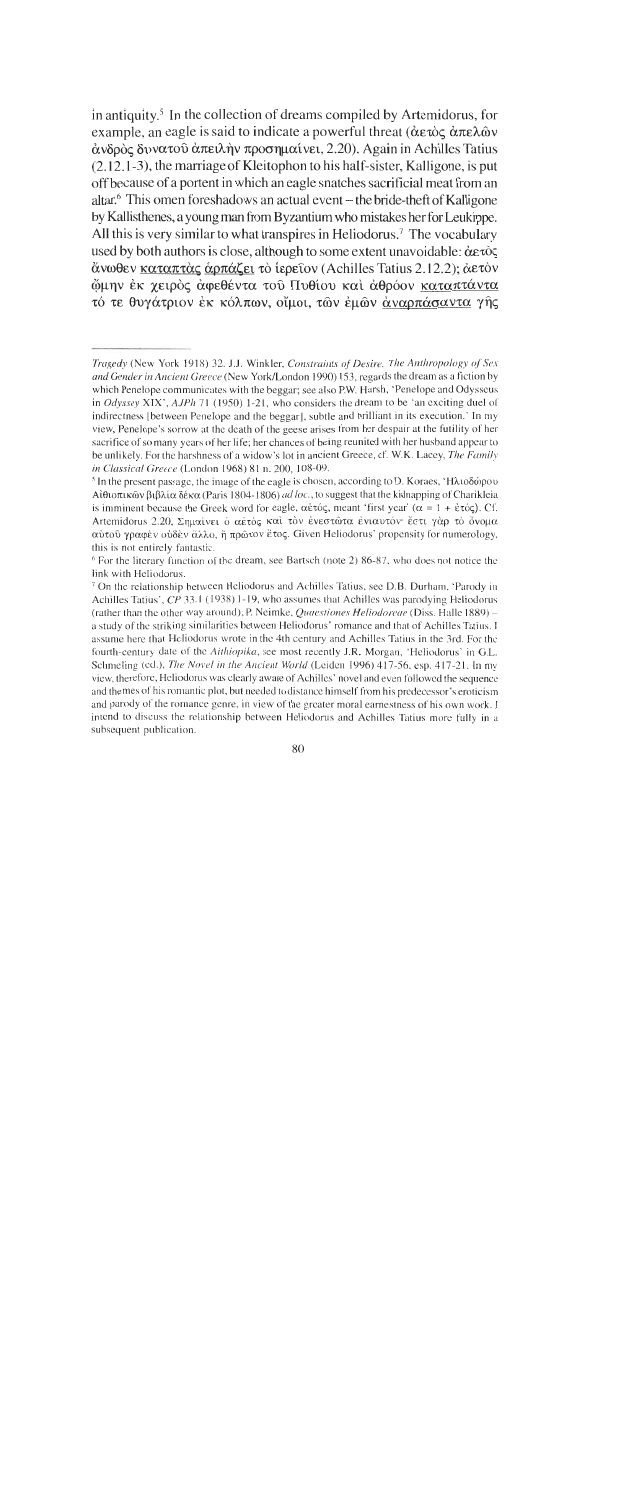in antiquity.[5] In the collection of dreams compiled by Artemidorus, for example, an eagle is said to indicate a powerful threat (ἀετὸς ἀπελῶν ἀνδρὸς δυνατοῦ ἀπειλὴν προσημαίνει, 2.20). Again in Achilles Tatius (2.12.1-3), the marriage of Kleitophon to his half-sister, Kalligone, is put off because of a portent in which an eagle snatches sacrificial meat from an altar.[6] This omen foreshadows an actual event – the bride-theft of Kalligone by Kallisthenes, a young man from Byzantium who mistakes her for Leukippe. All this is very similar to what transpires in Heliodorus.[7] The vocabulary used by both authors is close, although to some extent unavoidable: ἀετὸς ἄνωθεν <u>καταπτὰς ἁρπάζει</u> τὸ ἱερεῖον (Achilles Tatius 2.12.2); ἀετὸν ᾤμην ἐκ χειρὸς ἀφεθέντα τοῦ Πυθίου καὶ ἀθρόον <u>καταπτάντα</u> τό τε θυγάτριον ἐκ κόλπων, οἴμοι, τῶν ἐμῶν <u>ἀναρπάσαντα</u> γῆς

---

*Tragedy* (New York 1918) 32. J.J. Winkler, *Constraints of Desire. The Anthropology of Sex and Gender in Ancient Greece* (New York/London 1990) 153, regards the dream as a fiction by which Penelope communicates with the beggar; see also P.W. Harsh, 'Penelope and Odysseus in *Odyssey* XIX', *AJPh* 71 (1950) 1-21, who considers the dream to be 'an exciting duel of indirectness [between Penelope and the beggar], subtle and brilliant in its execution.' In my view, Penelope's sorrow at the death of the geese arises from her despair at the futility of her sacrifice of so many years of her life; her chances of being reunited with her husband appear to be unlikely. For the harshness of a widow's lot in ancient Greece, cf. W.K. Lacey, *The Family in Classical Greece* (London 1968) 81 n. 200, 108-09.

[5] In the present passage, the image of the eagle is chosen, according to D. Koraes, 'Ἡλιοδώρου Αἰθιοπικῶν βιβλία δέκα (Paris 1804-1806) *ad loc.*, to suggest that the kidnapping of Charikleia is imminent because the Greek word for eagle, αἐτός, meant 'first year' (α = 1 + ἐτός). Cf. Artemidorus 2.20, Σημαίνει ὁ αἐτὸς καὶ τὸν ἐνεστῶτα ἐνιαυτόν· ἔστι γὰρ τὸ ὄνομα αὐτοῦ γραφὲν οὐδὲν ἄλλο, ἢ πρῶτον ἔτος. Given Heliodorus' propensity for numerology, this is not entirely fantastic.

[6] For the literary function of the dream, see Bartsch (note 2) 86-87, who does not notice the link with Heliodorus.

[7] On the relationship between Heliodorus and Achilles Tatius, see D.B. Durham, 'Parody in Achilles Tatius', *CP* 33.1 (1938) 1-19, who assumes that Achilles was parodying Heliodorus (rather than the other way around); P. Neimke, *Quaestiones Heliodoreae* (Diss. Halle 1889) – a study of the striking similarities between Heliodorus' romance and that of Achilles Tatius. I assume here that Heliodorus wrote in the 4th century and Achilles Tatius in the 3rd. For the fourth-century date of the *Aithiopika*, see most recently J.R. Morgan, 'Heliodorus' in G.L. Schmeling (ed.), *The Novel in the Ancient World* (Leiden 1996) 417-56, esp. 417-21. In my view, therefore, Heliodorus was clearly aware of Achilles' novel and even followed the sequence and themes of his romantic plot, but needed to distance himself from his predecessor's eroticism and parody of the romance genre, in view of the greater moral earnestness of his own work. I intend to discuss the relationship between Heliodorus and Achilles Tatius more fully in a subsequent publication.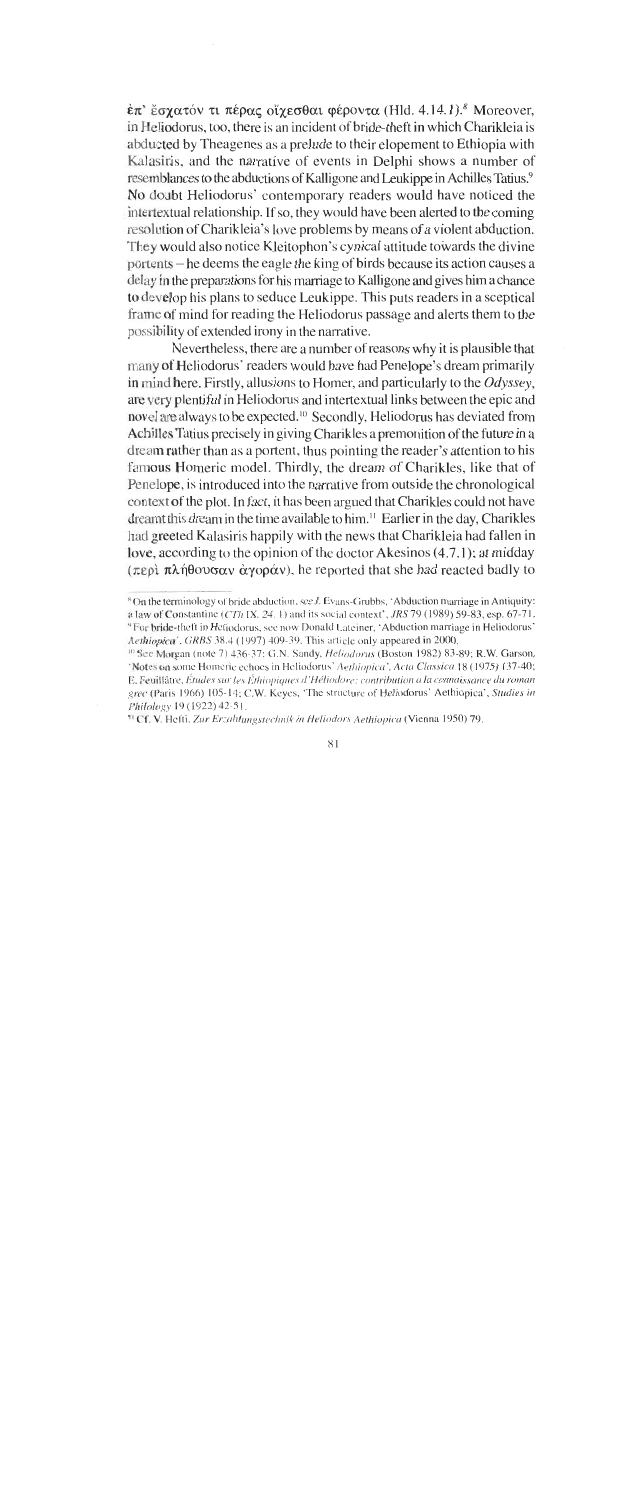ἐπ' ἔσχατόν τι πέρας οἴχεσθαι φέροντα (Hld. 4.14.1).[8] Moreover, in Heliodorus, too, there is an incident of bride-theft in which Charikleia is abducted by Theagenes as a prelude to their elopement to Ethiopia with Kalasiris, and the narrative of events in Delphi shows a number of resemblances to the abductions of Kalligone and Leukippe in Achilles Tatius.[9] No doubt Heliodorus' contemporary readers would have noticed the intertextual relationship. If so, they would have been alerted to the coming resolution of Charikleia's love problems by means of a violent abduction. They would also notice Kleitophon's cynical attitude towards the divine portents – he deems the eagle the king of birds because its action causes a delay in the preparations for his marriage to Kalligone and gives him a chance to develop his plans to seduce Leukippe. This puts readers in a sceptical frame of mind for reading the Heliodorus passage and alerts them to the possibility of extended irony in the narrative.

Nevertheless, there are a number of reasons why it is plausible that many of Heliodorus' readers would have had Penelope's dream primarily in mind here. Firstly, allusions to Homer, and particularly to the *Odyssey*, are very plentiful in Heliodorus and intertextual links between the epic and novel are always to be expected.[10] Secondly, Heliodorus has deviated from Achilles Tatius precisely in giving Charikles a premonition of the future in a dream rather than as a portent, thus pointing the reader's attention to his famous Homeric model. Thirdly, the dream of Charikles, like that of Penelope, is introduced into the narrative from outside the chronological context of the plot. In fact, it has been argued that Charikles could not have dreamt this dream in the time available to him.[11] Earlier in the day, Charikles had greeted Kalasiris happily with the news that Charikleia had fallen in love, according to the opinion of the doctor Akesinos (4.7.1); at midday (περὶ πλήθουσαν ἀγοράν), he reported that she had reacted badly to

---

[8] On the terminology of bride abduction, see J. Evans-Grubbs, 'Abduction marriage in Antiquity: a law of Constantine (*CTh* IX. 24. I) and its social context', *JRS* 79 (1989) 59-83, esp. 67-71.

[9] For bride-theft in Heliodorus, see now Donald Lateiner, 'Abduction marriage in Heliodorus' *Aethiopica*', *GRBS* 38.4 (1997) 409-39. This article only appeared in 2000.

[10] See Morgan (note 7) 436-37; G.N. Sandy, *Heliodorus* (Boston 1982) 83-89; R.W. Garson, 'Notes on some Homeric echoes in Heliodorus' *Aethiopica*', *Acta Classica* 18 (1975) 137-40; E. Feuillâtre, *Études sur les Éthiopiques d'Héliodore: contribution a la connaissance du roman grec* (Paris 1966) 105-14; C.W. Keyes, 'The structure of Heliodorus' Aethiopica', *Studies in Philology* 19 (1922) 42-51.

[11] Cf. V. Hefti, *Zur Erzählungstechnik in Heliodors Aethiopica* (Vienna 1950) 79.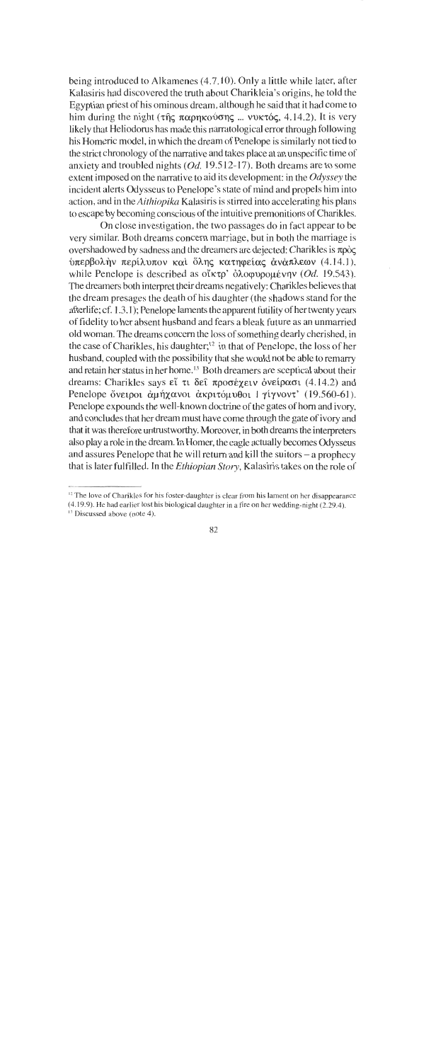being introduced to Alkamenes (4.7.10). Only a little while later, after Kalasiris had discovered the truth about Charikleia's origins, he told the Egyptian priest of his ominous dream, although he said that it had come to him during the night (τῆς παρηκούσης ... νυκτός, 4.14.2). It is very likely that Heliodorus has made this narratological error through following his Homeric model, in which the dream of Penelope is similarly not tied to the strict chronology of the narrative and takes place at an unspecific time of anxiety and troubled nights (*Od.* 19.512-17). Both dreams are to some extent imposed on the narrative to aid its development: in the *Odyssey* the incident alerts Odysseus to Penelope's state of mind and propels him into action, and in the *Aithiopika* Kalasiris is stirred into accelerating his plans to escape by becoming conscious of the intuitive premonitions of Charikles.

On close investigation, the two passages do in fact appear to be very similar. Both dreams concern marriage, but in both the marriage is overshadowed by sadness and the dreamers are dejected: Charikles is πρὸς ὑπερβολὴν περίλυπον καὶ ὅλης κατηφείας ἀνάπλεων (4.14.1), while Penelope is described as οἴκτρ' ὀλοφυρομένην (*Od.* 19.543). The dreamers both interpret their dreams negatively: Charikles believes that the dream presages the death of his daughter (the shadows stand for the afterlife; cf. 1.3.1); Penelope laments the apparent futility of her twenty years of fidelity to her absent husband and fears a bleak future as an unmarried old woman. The dreams concern the loss of something dearly cherished, in the case of Charikles, his daughter;[12] in that of Penelope, the loss of her husband, coupled with the possibility that she would not be able to remarry and retain her status in her home.[13] Both dreamers are sceptical about their dreams: Charikles says εἴ τι δεῖ προσέχειν ὀνείρασι (4.14.2) and Penelope ὄνειροι ἀμήχανοι ἀκριτόμυθοι | γίγνοντ' (19.560-61). Penelope expounds the well-known doctrine of the gates of horn and ivory, and concludes that her dream must have come through the gate of ivory and that it was therefore untrustworthy. Moreover, in both dreams the interpreters also play a role in the dream. In Homer, the eagle actually becomes Odysseus and assures Penelope that he will return and kill the suitors – a prophecy that is later fulfilled. In the *Ethiopian Story*, Kalasiris takes on the role of

---

[12] The love of Charikles for his foster-daughter is clear from his lament on her disappearance (4.19.9). He had earlier lost his biological daughter in a fire on her wedding-night (2.29.4).

[13] Discussed above (note 4).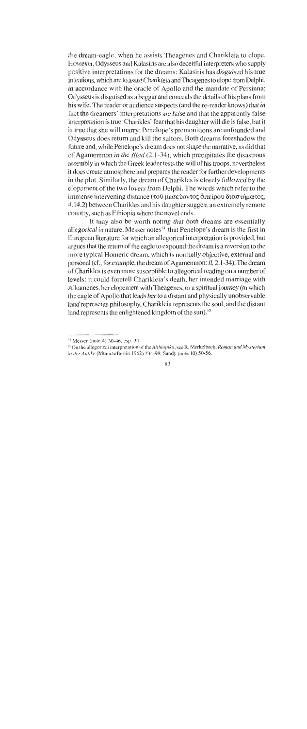the dream-eagle, when he assists Theagenes and Charikleia to elope. However, Odysseus and Kalasiris are also deceitful interpreters who supply positive interpretations for the dreams: Kalasiris has disguised his true intentions, which are to assist Charikleia and Theagenes to elope from Delphi, in accordance with the oracle of Apollo and the mandate of Persinna; Odysseus is disguised as a beggar and conceals the details of his plans from his wife. The reader or audience suspects (and the re-reader knows) that in fact the dreamers' interpretations are false and that the apparently false interpretation is true: Charikles' fear that his daughter will die is false, but it is true that she will marry; Penelope's premonitions are unfounded and Odysseus does return and kill the suitors. Both dreams foreshadow the future and, while Penelope's dream does not shape the narrative, as did that of Agamemnon in the *Iliad* (2.1-34), which precipitates the disastrous assembly in which the Greek leader tests the will of his troops, nevertheless it does create atmosphere and prepares the reader for further developments in the plot. Similarly, the dream of Charikles is closely followed by the elopement of the two lovers from Delphi. The words which refer to the immense intervening distance (τοῦ μεσεύοντος ἀπείρου διαστήματος, 4.14.2) between Charikles and his daughter suggest an extremely remote country, such as Ethiopia where the novel ends.

It may also be worth noting that both dreams are essentially allegorical in nature. Messer notes[14] that Penelope's dream is the first in European literature for which an allegorical interpretation is provided, but argues that the return of the eagle to expound the dream is a reversion to the more typical Homeric dream, which is normally objective, external and personal (cf., for example, the dream of Agamemnon: *Il.* 2.1-34). The dream of Charikles is even more susceptible to allegorical reading on a number of levels: it could foretell Charikleia's death, her intended marriage with Alkamenes, her elopement with Theagenes, or a spiritual journey (in which the eagle of Apollo that leads her to a distant and physically unobservable land represents philosophy, Charikleia represents the soul, and the distant land represents the enlightened kingdom of the sun).[15]

---

[14] Messer (note 4) 30-46, esp. 34.

[15] On the allegorical interpretation of the *Aithiopika*, see R. Merkelbach, *Roman und Mysterium in der Antike* (Munich/Berlin 1962) 234-98; Sandy (note 10) 50-56.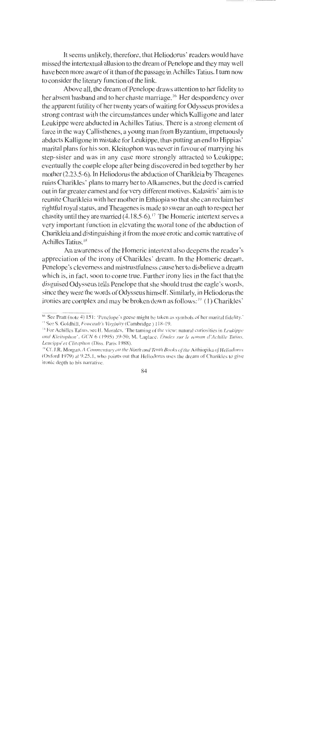It seems unlikely, therefore, that Heliodorus' readers would have missed the intertextual allusion to the dream of Penelope and they may well have been more aware of it than of the passage in Achilles Tatius. I turn now to consider the literary function of the link.

Above all, the dream of Penelope draws attention to her fidelity to her absent husband and to her chaste marriage.[16] Her despondency over the apparent futility of her twenty years of waiting for Odysseus provides a strong contrast with the circumstances under which Kalligone and later Leukippe were abducted in Achilles Tatius. There is a strong element of farce in the way Callisthenes, a young man from Byzantium, impetuously abducts Kalligone in mistake for Leukippe, thus putting an end to Hippias' marital plans for his son. Kleitophon was never in favour of marrying his step-sister and was in any case more strongly attracted to Leukippe; eventually the couple elope after being discovered in bed together by her mother (2.23.5-6). In Heliodorus the abduction of Charikleia by Theagenes ruins Charikles' plans to marry her to Alkamenes, but the deed is carried out in far greater earnest and for very different motives. Kalasiris' aim is to reunite Charikleia with her mother in Ethiopia so that she can reclaim her rightful royal status, and Theagenes is made to swear an oath to respect her chastity until they are married (4.18.5-6).[17] The Homeric intertext serves a very important function in elevating the moral tone of the abduction of Charikleia and distinguishing it from the more erotic and comic narrative of Achilles Tatius.[18]

An awareness of the Homeric intertext also deepens the reader's appreciation of the irony of Charikles' dream. In the Homeric dream, Penelope's cleverness and mistrustfulness cause her to disbelieve a dream which is, in fact, soon to come true. Further irony lies in the fact that the disguised Odysseus tells Penelope that she should trust the eagle's words, since they were the words of Odysseus himself. Similarly, in Heliodorus the ironies are complex and may be broken down as follows:[19] (1) Charikles'

---

[16] See Pratt (note 4) 151: 'Penelope's geese might be taken as symbols of her marital fidelity.'

[17] See S. Goldhill, *Foucault's Virginity* (Cambridge ) 118-19.

[18] For Achilles Tatius, see H. Morales, 'The taming of the view: natural curiosities in *Leukippe and Kleitophon*', *GCN* 6 (1995) 39-50; M. Laplace, *Études sur le roman d'Achille Tatius, Leucippé et Clitophon* (Diss. Paris 1988).

[19] Cf. J.R. Morgan, *A Commentary on the Ninth and Tenth Books of the Aithiopika of Heliodoros* (Oxford 1979) at 9.25.1, who points out that Heliodorus uses the dream of Charikles to give ironic depth to his narrative.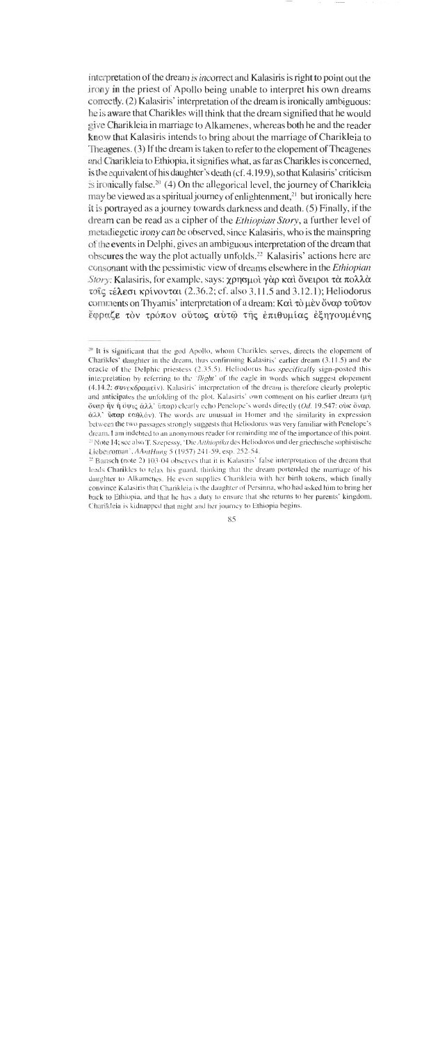interpretation of the dream *is in*correct and Kalasiris is right to point out the irony in the priest of Apollo being unable to interpret his own dreams correctly. (2) Kalasiris' interpretation of the dream is ironically ambiguous: he is aware that Charikles will think that the dream signified that he would give Charikleia in marriage to Alkamenes, whereas both he and the reader know that Kalasiris intends to bring about the marriage of Charikleia to Theagenes. (3) If the dream is taken to refer to the elopement of Theagenes and Charikleia to Ethiopia, it signifies what, as far as Charikles is concerned, is the equivalent of his daughter's death (cf. 4.19.9), so that Kalasiris' criticism is ironically false.[20] (4) On the allegorical level, the journey of Charikleia may be viewed as a spiritual journey of enlightenment,[21] but ironically here it is portrayed as a journey towards darkness and death. (5) Finally, if the dream can be read as a cipher of the *Ethiopian Story*, a further level of metadiegetic irony can be observed, since Kalasiris, who is the mainspring of the events in Delphi, gives an ambiguous interpretation of the dream that obscures the way the plot actually unfolds.[22] Kalasiris' actions here are consonant with the pessimistic view of dreams elsewhere in the *Ethiopian Story*: Kalasiris, for example, says: χρησμοὶ γὰρ καὶ ὄνειροι τὰ πολλὰ τοῖς τέλεσι κρίνονται (2.36.2; cf. also 3.11.5 and 3.12.1); Heliodorus comments on Thyamis' interpretation of a dream: Καὶ τὸ μὲν ὄναρ τοῦτον ἔφραζε τὸν τρόπον οὕτως αὐτῷ τῆς ἐπιθυμίας ἐξηγουμένης

---

[20] It is significant that the god Apollo, whom Charikles serves, directs the elopement of Charikles' daughter in the dream, thus confirming Kalasiris' earlier dream (3.11.5) and the oracle of the Delphic priestess (2.35.5). Heliodorus has *specifically* sign-posted this interpretation by referring to the *'flight'* of the eagle in words which suggest elopement (4.14.2: συνεκδραμεῖν). Kalasiris' interpretation of the dream is therefore clearly proleptic and anticipates the unfolding of the plot. Kalasiris' own comment on his earlier dream (μὴ ὄναρ ἦν ἡ ὄψις ἀλλ' ὕπαρ) clearly echo Penelope's words directly (*Od.* 19.547: οὐκ ὄναρ, ἀλλ' ὕπαρ ἐσθλόν). The words are unusual in Homer and the similarity in expression between the two passages strongly suggests that Heliodorus was very familiar with Penelope's dream. I am indebted to an anonymous reader for reminding me of the importance of this point.

[21] Note 14; see also T. Szepessy, 'Die *Aithiopika* des Heliodoros und der griechische sophistische Liebesroman', *AAntHung* 5 (1957) 241-59, esp. 252-54.

[22] Bartsch (note 2) 103-04 observes that it is Kalasiris' false interpretation of the dream that leads Charikles to relax his guard, thinking that the dream portended the marriage of his daughter to Alkamenes. He even supplies Charikleia with her birth tokens, which finally convince Kalasiris that Charikleia is the daughter of Persinna, who had asked him to bring her back to Ethiopia, and that he has a duty to ensure that she returns to her parents' kingdom. Charikleia is kidnapped that night and her journey to Ethiopia begins.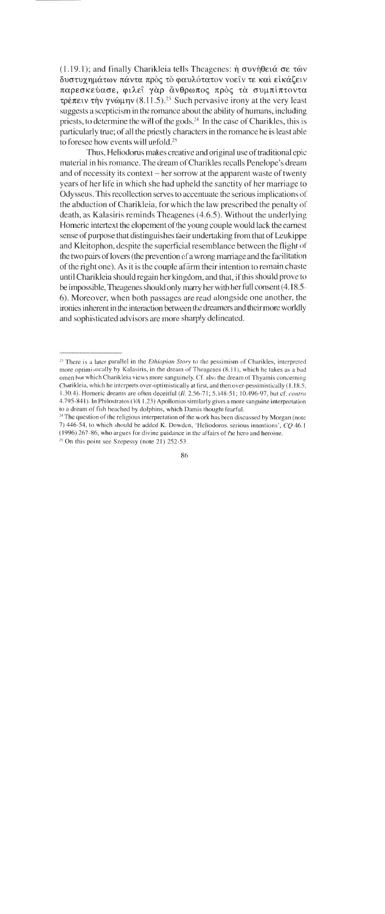(1.19.1); and finally Charikleia tells Theagenes: ἡ συνήθειά σε τῶν δυστυχημάτων πάντα πρὸς τὸ φαυλότατον νοεῖν τε καὶ εἰκάζειν παρεσκεύασε, φιλεῖ γὰρ ἄνθρωπος πρὸς τὰ συμπίπτοντα τρέπειν τὴν γνώμην (8.11.5).[23] Such pervasive irony at the very least suggests a scepticism in the romance about the ability of humans, including priests, to determine the will of the gods.[24] In the case of Charikles, this is particularly true; of all the priestly characters in the romance he is least able to foresee how events will unfold.[25]

Thus, Heliodorus makes creative and original use of traditional epic material in his romance. The dream of Charikles recalls Penelope's dream and of necessity its context – her sorrow at the apparent waste of twenty years of her life in which she had upheld the sanctity of her marriage to Odysseus. This recollection serves to accentuate the serious implications of the abduction of Charikleia, for which the law prescribed the penalty of death, as Kalasiris reminds Theagenes (4.6.5). Without the underlying Homeric intertext the elopement of the young couple would lack the earnest sense of purpose that distinguishes their undertaking from that of Leukippe and Kleitophon, despite the superficial resemblance between the flight of the two pairs of lovers (the prevention of a wrong marriage and the facilitation of the right one). As it is the couple affirm their intention to remain chaste until Charikleia should regain her kingdom, and that, if this should prove to be impossible, Theagenes should only marry her with her full consent (4.18.5-6). Moreover, when both passages are read alongside one another, the ironies inherent in the interaction between the dreamers and their more worldly and sophisticated advisors are more sharply delineated.

---

[23] There is a later parallel in the *Ethiopian Story* to the pessimism of Charikles, interpreted more optimistically by Kalasiris, in the dream of Theagenes (8.11), which he takes as a bad omen but which Charikleia views more sanguinely. Cf. also the dream of Thyamis concerning Charikleia, which he interprets over-optimistically at first, and then over-pessimistically (1.18.5; 1.30.4). Homeric dreams are often deceitful (*Il.* 2.56-71; 5.148-51; 10.496-97, but cf. *contra* 4.795-841). In Philostratos (*VA* 1.23) Apollonios similarly gives a more sanguine interpretation to a dream of fish beached by dolphins, which Damis thought fearful.

[24] The question of the religious interpretation of the work has been discussed by Morgan (note 7) 446-54, to which should be added K. Dowden, 'Heliodoros: serious intentions', *CQ* 46.1 (1996) 267-86, who argues for divine guidance in the affairs of the hero and heroine.

[25] On this point see Szepessy (note 21) 252-53.